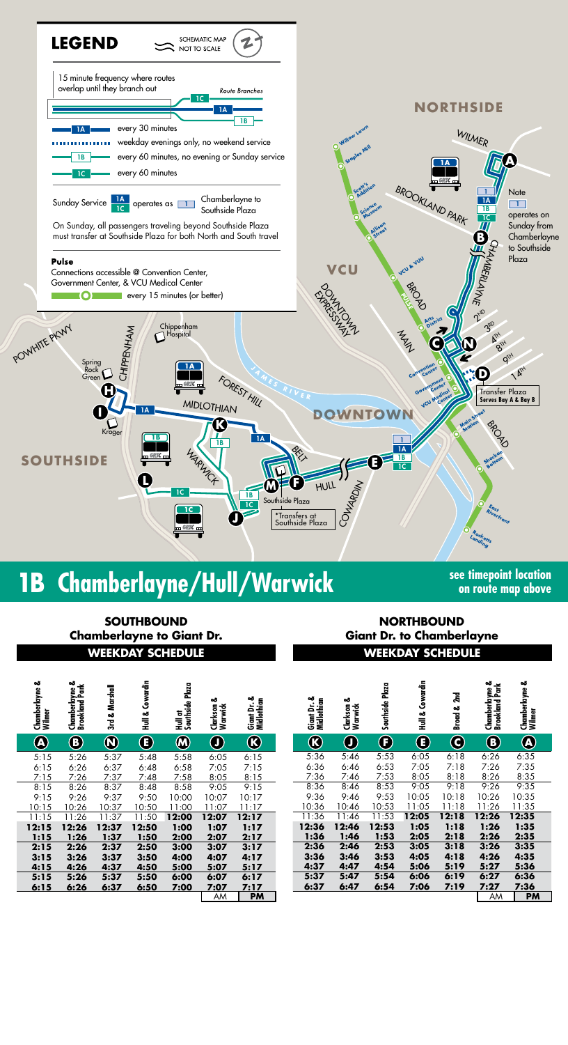## LEGEND

SCHEMATIC MAP NOT TO SCALE

15 minute frequency where routes overlap until they branch out — Route Branches: 1C, 1A, 1B

- 1A — every 30 minutes
- weekday evenings only, no weekend service
- 1B — every 60 minutes, no evening or Sunday service
- 1C — every 60 minutes

Sunday Service 1A 1C operates as 1 Chamberlayne to Southside Plaza

On Sunday, all passengers traveling beyond Southside Plaza must transfer at Southside Plaza for both North and South travel

**Pulse**

Connections accessible @ Convention Center, Government Center, & VCU Medical Center

every 15 minutes (or better)

NORTHSIDE

Note: 1 operates on Sunday from Chamberlayne to Southside Plaza

Transfer Plaza Serves Bay A & Bay B

*Transfers at Southside Plaza

# 1B Chamberlayne/Hull/Warwick

see timepoint location on route map above

## SOUTHBOUND
### Chamberlayne to Giant Dr.
### WEEKDAY SCHEDULE

| Chamberlayne & Wilmer | Chamberlayne & Brookland Park | 3rd & Marshall | Hull & Cowardin | Hull at Southside Plaza | Clarkson & Warwick | Giant Dr. & Midlothian |
|---|---|---|---|---|---|---|
| A | B | N | E | M | J | K |
| 5:15 | 5:26 | 5:37 | 5:48 | 5:58 | 6:05 | 6:15 |
| 6:15 | 6:26 | 6:37 | 6:48 | 6:58 | 7:05 | 7:15 |
| 7:15 | 7:26 | 7:37 | 7:48 | 7:58 | 8:05 | 8:15 |
| 8:15 | 8:26 | 8:37 | 8:48 | 8:58 | 9:05 | 9:15 |
| 9:15 | 9:26 | 9:37 | 9:50 | 10:00 | 10:07 | 10:17 |
| 10:15 | 10:26 | 10:37 | 10:50 | 11:00 | 11:07 | 11:17 |
| 11:15 | 11:26 | 11:37 | 11:50 | **12:00** | **12:07** | **12:17** |
| **12:15** | **12:26** | **12:37** | **12:50** | **1:00** | **1:07** | **1:17** |
| **1:15** | **1:26** | **1:37** | **1:50** | **2:00** | **2:07** | **2:17** |
| **2:15** | **2:26** | **2:37** | **2:50** | **3:00** | **3:07** | **3:17** |
| **3:15** | **3:26** | **3:37** | **3:50** | **4:00** | **4:07** | **4:17** |
| **4:15** | **4:26** | **4:37** | **4:50** | **5:00** | **5:07** | **5:17** |
| **5:15** | **5:26** | **5:37** | **5:50** | **6:00** | **6:07** | **6:17** |
| **6:15** | **6:26** | **6:37** | **6:50** | **7:00** | **7:07** | **7:17** |
| | | | | | AM | **PM** |

## NORTHBOUND
### Giant Dr. to Chamberlayne
### WEEKDAY SCHEDULE

| Giant Dr. & Midlothian | Clarkson & Warwick | Southside Plaza | Hull & Cowardin | Broad & 2nd | Chamberlayne & Brookland Park | Chamberlayne & Wilmer |
|---|---|---|---|---|---|---|
| K | J | F | E | C | B | A |
| 5:36 | 5:46 | 5:53 | 6:05 | 6:18 | 6:26 | 6:35 |
| 6:36 | 6:46 | 6:53 | 7:05 | 7:18 | 7:26 | 7:35 |
| 7:36 | 7:46 | 7:53 | 8:05 | 8:18 | 8:26 | 8:35 |
| 8:36 | 8:46 | 8:53 | 9:05 | 9:18 | 9:26 | 9:35 |
| 9:36 | 9:46 | 9:53 | 10:05 | 10:18 | 10:26 | 10:35 |
| 10:36 | 10:46 | 10:53 | 11:05 | 11:18 | 11:26 | 11:35 |
| 11:36 | 11:46 | 11:53 | **12:05** | **12:18** | **12:26** | **12:35** |
| **12:36** | **12:46** | **12:53** | **1:05** | **1:18** | **1:26** | **1:35** |
| **1:36** | **1:46** | **1:53** | **2:05** | **2:18** | **2:26** | **2:35** |
| **2:36** | **2:46** | **2:53** | **3:05** | **3:18** | **3:26** | **3:35** |
| **3:36** | **3:46** | **3:53** | **4:05** | **4:18** | **4:26** | **4:35** |
| **4:37** | **4:47** | **4:54** | **5:06** | **5:19** | **5:27** | **5:36** |
| **5:37** | **5:47** | **5:54** | **6:06** | **6:19** | **6:27** | **6:36** |
| **6:37** | **6:47** | **6:54** | **7:06** | **7:19** | **7:27** | **7:36** |
| | | | | | AM | **PM** |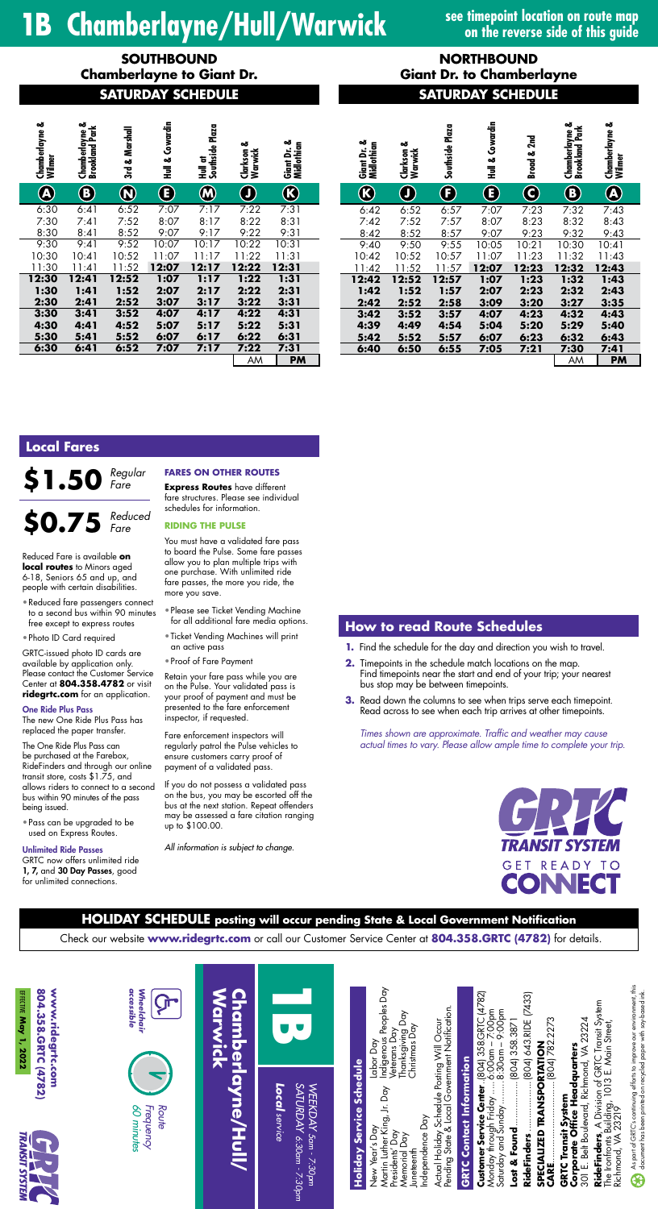# 1B Chamberlayne/Hull/Warwick

see timepoint location on route map on the reverse side of this guide

## SOUTHBOUND
### Chamberlayne to Giant Dr.
### SATURDAY SCHEDULE

| Chamberlayne & Wilmer (A) | Chamberlayne & Brookland Park (B) | 3rd & Marshall (N) | Hull & Cowardin (E) | Hull at Southside Plaza (M) | Clarkson & Warwick (J) | Giant Dr. & Midlothian (K) |
|---|---|---|---|---|---|---|
| 6:30 | 6:41 | 6:52 | 7:07 | 7:17 | 7:22 | 7:31 |
| 7:30 | 7:41 | 7:52 | 8:07 | 8:17 | 8:22 | 8:31 |
| 8:30 | 8:41 | 8:52 | 9:07 | 9:17 | 9:22 | 9:31 |
| 9:30 | 9:41 | 9:52 | 10:07 | 10:17 | 10:22 | 10:31 |
| 10:30 | 10:41 | 10:52 | 11:07 | 11:17 | 11:22 | 11:31 |
| 11:30 | 11:41 | 11:52 | **12:07** | **12:17** | **12:22** | **12:31** |
| **12:30** | **12:41** | **12:52** | **1:07** | **1:17** | **1:22** | **1:31** |
| **1:30** | **1:41** | **1:52** | **2:07** | **2:17** | **2:22** | **2:31** |
| **2:30** | **2:41** | **2:52** | **3:07** | **3:17** | **3:22** | **3:31** |
| **3:30** | **3:41** | **3:52** | **4:07** | **4:17** | **4:22** | **4:31** |
| **4:30** | **4:41** | **4:52** | **5:07** | **5:17** | **5:22** | **5:31** |
| **5:30** | **5:41** | **5:52** | **6:07** | **6:17** | **6:22** | **6:31** |
| **6:30** | **6:41** | **6:52** | **7:07** | **7:17** | **7:22** | **7:31** |

AM **PM**

## NORTHBOUND
### Giant Dr. to Chamberlayne
### SATURDAY SCHEDULE

| Giant Dr. & Midlothian (K) | Clarkson & Warwick (J) | Southside Plaza (F) | Hull & Cowardin (E) | Broad & 2nd (C) | Chamberlayne & Brookland Park (B) | Chamberlayne & Wilmer (A) |
|---|---|---|---|---|---|---|
| 6:42 | 6:52 | 6:57 | 7:07 | 7:23 | 7:32 | 7:43 |
| 7:42 | 7:52 | 7:57 | 8:07 | 8:23 | 8:32 | 8:43 |
| 8:42 | 8:52 | 8:57 | 9:07 | 9:23 | 9:32 | 9:43 |
| 9:40 | 9:50 | 9:55 | 10:05 | 10:21 | 10:30 | 10:41 |
| 10:42 | 10:52 | 10:57 | 11:07 | 11:23 | 11:32 | 11:43 |
| 11:42 | 11:52 | 11:57 | **12:07** | **12:23** | **12:32** | **12:43** |
| **12:42** | **12:52** | **12:57** | **1:07** | **1:23** | **1:32** | **1:43** |
| **1:42** | **1:52** | **1:57** | **2:07** | **2:23** | **2:32** | **2:43** |
| **2:42** | **2:52** | **2:58** | **3:09** | **3:20** | **3:27** | **3:35** |
| **3:42** | **3:52** | **3:57** | **4:07** | **4:23** | **4:32** | **4:43** |
| **4:39** | **4:49** | **4:54** | **5:04** | **5:20** | **5:29** | **5:40** |
| **5:42** | **5:52** | **5:57** | **6:07** | **6:23** | **6:32** | **6:43** |
| **6:40** | **6:50** | **6:55** | **7:05** | **7:21** | **7:30** | **7:41** |

AM **PM**

## Local Fares

**$1.50** *Regular Fare*

**$0.75** *Reduced Fare*

Reduced Fare is available **on local routes** to Minors aged 6-18, Seniors 65 and up, and people with certain disabilities.

- Reduced fare passengers connect to a second bus within 90 minutes free except to express routes
- Photo ID Card required

GRTC-issued photo ID cards are available by application only. Please contact the Customer Service Center at **804.358.4782** or visit **ridegrtc.com** for an application.

**One Ride Plus Pass**

The new One Ride Plus Pass has replaced the paper transfer.

The One Ride Plus Pass can be purchased at the Farebox, RideFinders and through our online transit store, costs $1.75, and allows riders to connect to a second bus within 90 minutes of the pass being issued.

- Pass can be upgraded to be used on Express Routes.

**Unlimited Ride Passes**

GRTC now offers unlimited ride **1, 7,** and **30 Day Passes**, good for unlimited connections.

**FARES ON OTHER ROUTES**

**Express Routes** have different fare structures. Please see individual schedules for information.

**RIDING THE PULSE**

You must have a validated fare pass to board the Pulse. Some fare passes allow you to plan multiple trips with one purchase. With unlimited ride fare passes, the more you ride, the more you save.

- Please see Ticket Vending Machine for all additional fare media options.
- Ticket Vending Machines will print an active pass
- Proof of Fare Payment

Retain your fare pass while you are on the Pulse. Your validated pass is your proof of payment and must be presented to the fare enforcement inspector, if requested.

Fare enforcement inspectors will regularly patrol the Pulse vehicles to ensure customers carry proof of payment of a validated pass.

If you do not possess a validated pass on the bus, you may be escorted off the bus at the next station. Repeat offenders may be assessed a fare citation ranging up to $100.00.

*All information is subject to change.*

## How to read Route Schedules

1. Find the schedule for the day and direction you wish to travel.
2. Timepoints in the schedule match locations on the map. Find timepoints near the start and end of your trip; your nearest bus stop may be between timepoints.
3. Read down the columns to see when trips serve each timepoint. Read across to see when each trip arrives at other timepoints.

*Times shown are approximate. Traffic and weather may cause actual times to vary. Please allow ample time to complete your trip.*

GRTC TRANSIT SYSTEM
GET READY TO CONNECT

**HOLIDAY SCHEDULE posting will occur pending State & Local Government Notification**

Check our website **www.ridegrtc.com** or call our Customer Service Center at **804.358.GRTC (4782)** for details.

**www.ridegrtc.com**
**804.358.GRTC (4782)**

EFFECTIVE **May 1, 2022**

*Wheelchair accessible*

*Route Frequency 60 minutes*

# 1B Chamberlayne/Hull/Warwick

***Local** service*

*WEEKDAY 5am - 7:30pm*
*SATURDAY 6:30am - 7:30pm*

## Holiday Service Schedule

New Year's Day
Martin Luther King, Jr. Day
Presidents' Day
Memorial Day
Juneteenth
Independence Day
Labor Day
Indigenous Peoples Day
Veterans Day
Thanksgiving Day
Christmas Day

Actual Holiday Schedule Posting Will Occur Pending State & Local Government Notification.

## GRTC Contact Information

**Customer Service Center** ...(804) 358.GRTC (4782)
Monday through Friday .....6:00am – 7:00pm
Saturday and Sunday ........8:30am – 9:00pm

**Lost & Found** ..................(804) 358.3871

**RideFinders** ..................(804) 643.RIDE (7433)

**SPECIALIZED TRANSPORTATION CARE** ..............................(804) 782.2273

**GRTC Transit System Corporate Office Headquarters**
301 E. Belt Boulevard, Richmond, VA 23224

**RideFinders**, A Division of GRTC Transit System
The Ironfronts Building, 1013 E. Main Street, Richmond, VA 23219

As part of GRTC's continuing efforts to improve our environment, this document has been printed on recycled paper with soy-based ink.